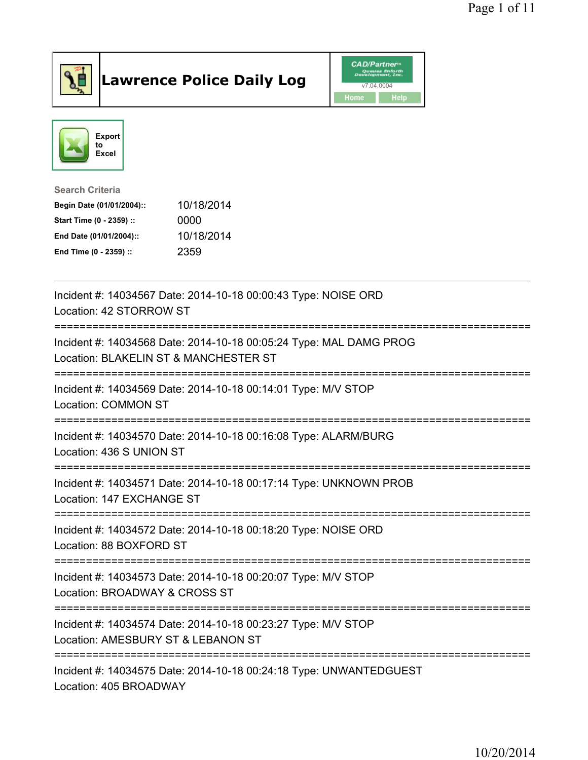# Lawrence Police Daily Log

Export to Excel

**Search Criteria**

| | |
|---|---|
| **Begin Date (01/01/2004)::** | 10/18/2014 |
| **Start Time (0 - 2359) ::** | 0000 |
| **End Date (01/01/2004)::** | 10/18/2014 |
| **End Time (0 - 2359) ::** | 2359 |

---

Incident #: 14034567 Date: 2014-10-18 00:00:43 Type: NOISE ORD
Location: 42 STORROW ST

===========================================================================

Incident #: 14034568 Date: 2014-10-18 00:05:24 Type: MAL DAMG PROG
Location: BLAKELIN ST & MANCHESTER ST

===========================================================================

Incident #: 14034569 Date: 2014-10-18 00:14:01 Type: M/V STOP
Location: COMMON ST

===========================================================================

Incident #: 14034570 Date: 2014-10-18 00:16:08 Type: ALARM/BURG
Location: 436 S UNION ST

===========================================================================

Incident #: 14034571 Date: 2014-10-18 00:17:14 Type: UNKNOWN PROB
Location: 147 EXCHANGE ST

===========================================================================

Incident #: 14034572 Date: 2014-10-18 00:18:20 Type: NOISE ORD
Location: 88 BOXFORD ST

===========================================================================

Incident #: 14034573 Date: 2014-10-18 00:20:07 Type: M/V STOP
Location: BROADWAY & CROSS ST

===========================================================================

Incident #: 14034574 Date: 2014-10-18 00:23:27 Type: M/V STOP
Location: AMESBURY ST & LEBANON ST

===========================================================================

Incident #: 14034575 Date: 2014-10-18 00:24:18 Type: UNWANTEDGUEST
Location: 405 BROADWAY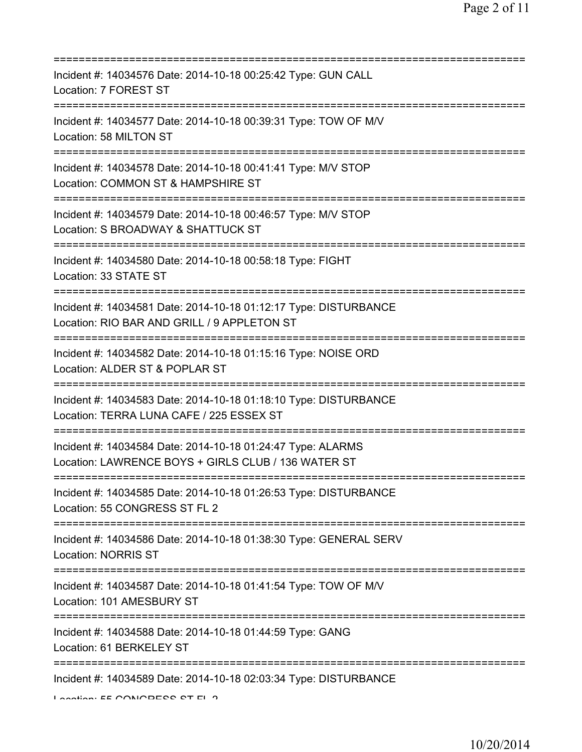===========================================================================
Incident #: 14034576 Date: 2014-10-18 00:25:42 Type: GUN CALL
Location: 7 FOREST ST
===========================================================================
Incident #: 14034577 Date: 2014-10-18 00:39:31 Type: TOW OF M/V
Location: 58 MILTON ST
===========================================================================
Incident #: 14034578 Date: 2014-10-18 00:41:41 Type: M/V STOP
Location: COMMON ST & HAMPSHIRE ST
===========================================================================
Incident #: 14034579 Date: 2014-10-18 00:46:57 Type: M/V STOP
Location: S BROADWAY & SHATTUCK ST
===========================================================================
Incident #: 14034580 Date: 2014-10-18 00:58:18 Type: FIGHT
Location: 33 STATE ST
===========================================================================
Incident #: 14034581 Date: 2014-10-18 01:12:17 Type: DISTURBANCE
Location: RIO BAR AND GRILL / 9 APPLETON ST
===========================================================================
Incident #: 14034582 Date: 2014-10-18 01:15:16 Type: NOISE ORD
Location: ALDER ST & POPLAR ST
===========================================================================
Incident #: 14034583 Date: 2014-10-18 01:18:10 Type: DISTURBANCE
Location: TERRA LUNA CAFE / 225 ESSEX ST
===========================================================================
Incident #: 14034584 Date: 2014-10-18 01:24:47 Type: ALARMS
Location: LAWRENCE BOYS + GIRLS CLUB / 136 WATER ST
===========================================================================
Incident #: 14034585 Date: 2014-10-18 01:26:53 Type: DISTURBANCE
Location: 55 CONGRESS ST FL 2
===========================================================================
Incident #: 14034586 Date: 2014-10-18 01:38:30 Type: GENERAL SERV
Location: NORRIS ST
===========================================================================
Incident #: 14034587 Date: 2014-10-18 01:41:54 Type: TOW OF M/V
Location: 101 AMESBURY ST
===========================================================================
Incident #: 14034588 Date: 2014-10-18 01:44:59 Type: GANG
Location: 61 BERKELEY ST
===========================================================================
Incident #: 14034589 Date: 2014-10-18 02:03:34 Type: DISTURBANCE
Location: 55 CONGRESS ST FL 2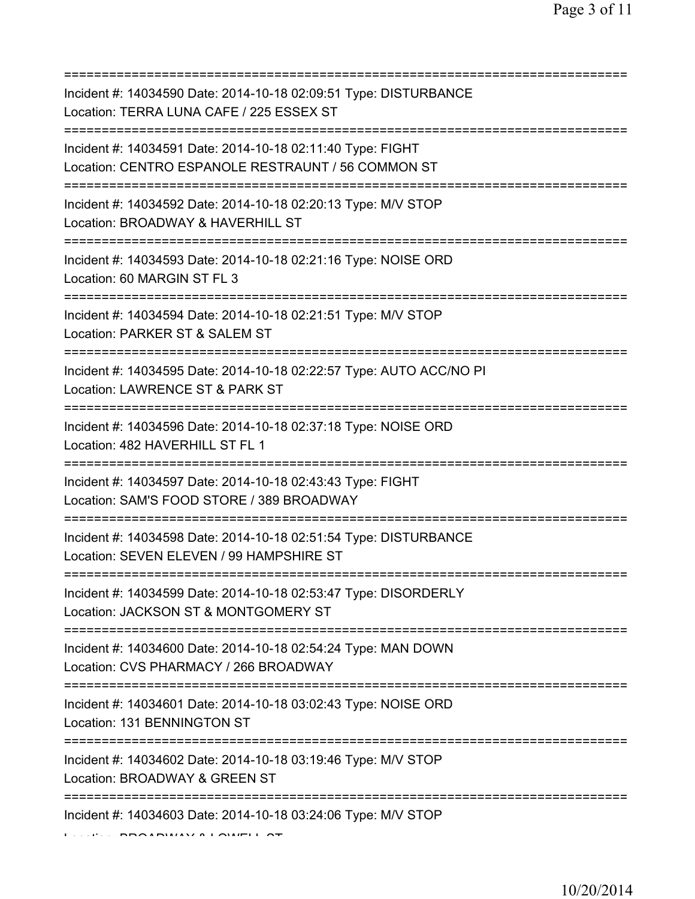===========================================================================
Incident #: 14034590 Date: 2014-10-18 02:09:51 Type: DISTURBANCE
Location: TERRA LUNA CAFE / 225 ESSEX ST
===========================================================================
Incident #: 14034591 Date: 2014-10-18 02:11:40 Type: FIGHT
Location: CENTRO ESPANOLE RESTRAUNT / 56 COMMON ST
===========================================================================
Incident #: 14034592 Date: 2014-10-18 02:20:13 Type: M/V STOP
Location: BROADWAY & HAVERHILL ST
===========================================================================
Incident #: 14034593 Date: 2014-10-18 02:21:16 Type: NOISE ORD
Location: 60 MARGIN ST FL 3
===========================================================================
Incident #: 14034594 Date: 2014-10-18 02:21:51 Type: M/V STOP
Location: PARKER ST & SALEM ST
===========================================================================
Incident #: 14034595 Date: 2014-10-18 02:22:57 Type: AUTO ACC/NO PI
Location: LAWRENCE ST & PARK ST
===========================================================================
Incident #: 14034596 Date: 2014-10-18 02:37:18 Type: NOISE ORD
Location: 482 HAVERHILL ST FL 1
===========================================================================
Incident #: 14034597 Date: 2014-10-18 02:43:43 Type: FIGHT
Location: SAM'S FOOD STORE / 389 BROADWAY
===========================================================================
Incident #: 14034598 Date: 2014-10-18 02:51:54 Type: DISTURBANCE
Location: SEVEN ELEVEN / 99 HAMPSHIRE ST
===========================================================================
Incident #: 14034599 Date: 2014-10-18 02:53:47 Type: DISORDERLY
Location: JACKSON ST & MONTGOMERY ST
===========================================================================
Incident #: 14034600 Date: 2014-10-18 02:54:24 Type: MAN DOWN
Location: CVS PHARMACY / 266 BROADWAY
===========================================================================
Incident #: 14034601 Date: 2014-10-18 03:02:43 Type: NOISE ORD
Location: 131 BENNINGTON ST
===========================================================================
Incident #: 14034602 Date: 2014-10-18 03:19:46 Type: M/V STOP
Location: BROADWAY & GREEN ST
===========================================================================
Incident #: 14034603 Date: 2014-10-18 03:24:06 Type: M/V STOP
Location: BROADWAY & LOWELL ST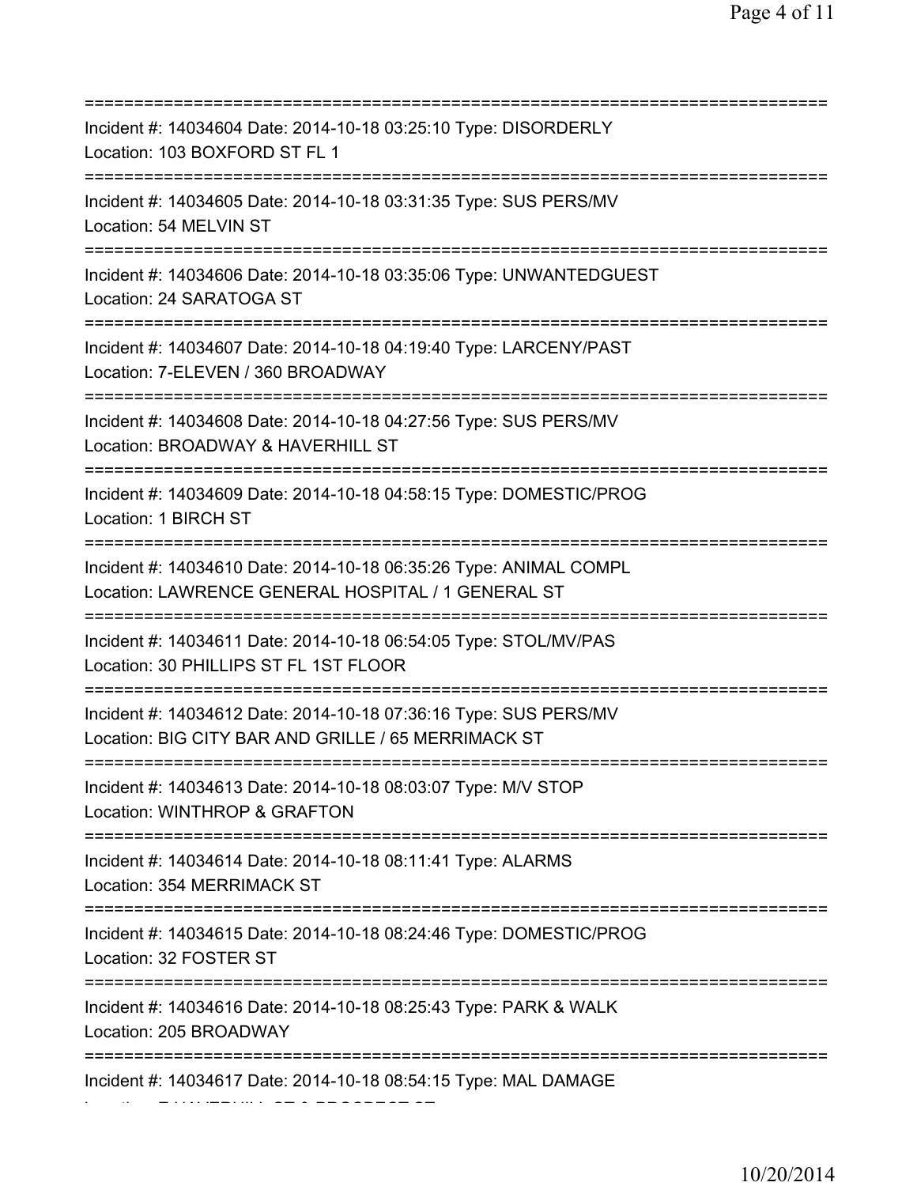===========================================================================

Incident #: 14034604 Date: 2014-10-18 03:25:10 Type: DISORDERLY
Location: 103 BOXFORD ST FL 1

===========================================================================

Incident #: 14034605 Date: 2014-10-18 03:31:35 Type: SUS PERS/MV
Location: 54 MELVIN ST

===========================================================================

Incident #: 14034606 Date: 2014-10-18 03:35:06 Type: UNWANTEDGUEST
Location: 24 SARATOGA ST

===========================================================================

Incident #: 14034607 Date: 2014-10-18 04:19:40 Type: LARCENY/PAST
Location: 7-ELEVEN / 360 BROADWAY

===========================================================================

Incident #: 14034608 Date: 2014-10-18 04:27:56 Type: SUS PERS/MV
Location: BROADWAY & HAVERHILL ST

===========================================================================

Incident #: 14034609 Date: 2014-10-18 04:58:15 Type: DOMESTIC/PROG
Location: 1 BIRCH ST

===========================================================================

Incident #: 14034610 Date: 2014-10-18 06:35:26 Type: ANIMAL COMPL
Location: LAWRENCE GENERAL HOSPITAL / 1 GENERAL ST

===========================================================================

Incident #: 14034611 Date: 2014-10-18 06:54:05 Type: STOL/MV/PAS
Location: 30 PHILLIPS ST FL 1ST FLOOR

===========================================================================

Incident #: 14034612 Date: 2014-10-18 07:36:16 Type: SUS PERS/MV
Location: BIG CITY BAR AND GRILLE / 65 MERRIMACK ST

===========================================================================

Incident #: 14034613 Date: 2014-10-18 08:03:07 Type: M/V STOP
Location: WINTHROP & GRAFTON

===========================================================================

Incident #: 14034614 Date: 2014-10-18 08:11:41 Type: ALARMS
Location: 354 MERRIMACK ST

===========================================================================

Incident #: 14034615 Date: 2014-10-18 08:24:46 Type: DOMESTIC/PROG
Location: 32 FOSTER ST

===========================================================================

Incident #: 14034616 Date: 2014-10-18 08:25:43 Type: PARK & WALK
Location: 205 BROADWAY

===========================================================================

Incident #: 14034617 Date: 2014-10-18 08:54:15 Type: MAL DAMAGE
Location: E HAVERHILL ST & PROSPECT ST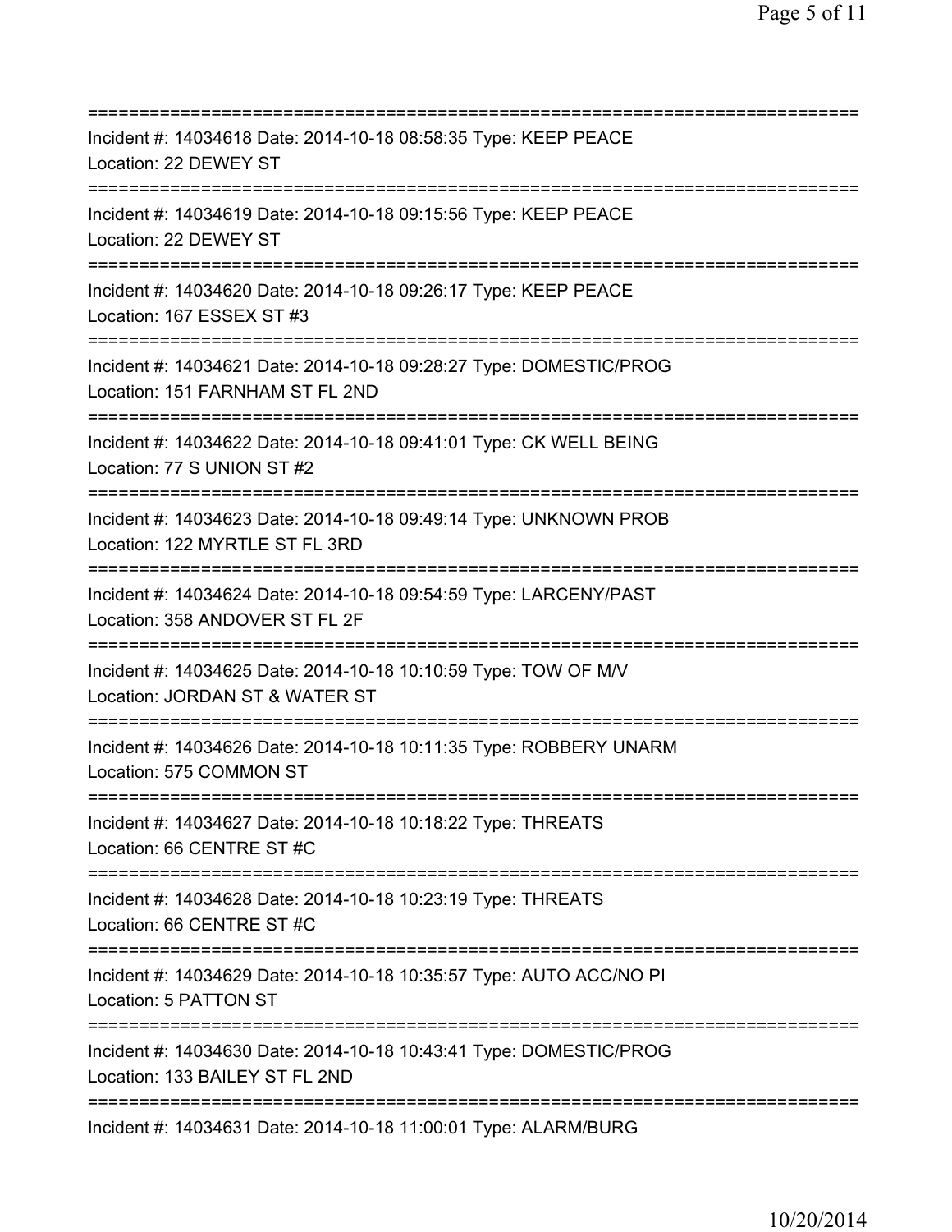===========================================================================
Incident #: 14034618 Date: 2014-10-18 08:58:35 Type: KEEP PEACE
Location: 22 DEWEY ST
===========================================================================
Incident #: 14034619 Date: 2014-10-18 09:15:56 Type: KEEP PEACE
Location: 22 DEWEY ST
===========================================================================
Incident #: 14034620 Date: 2014-10-18 09:26:17 Type: KEEP PEACE
Location: 167 ESSEX ST #3
===========================================================================
Incident #: 14034621 Date: 2014-10-18 09:28:27 Type: DOMESTIC/PROG
Location: 151 FARNHAM ST FL 2ND
===========================================================================
Incident #: 14034622 Date: 2014-10-18 09:41:01 Type: CK WELL BEING
Location: 77 S UNION ST #2
===========================================================================
Incident #: 14034623 Date: 2014-10-18 09:49:14 Type: UNKNOWN PROB
Location: 122 MYRTLE ST FL 3RD
===========================================================================
Incident #: 14034624 Date: 2014-10-18 09:54:59 Type: LARCENY/PAST
Location: 358 ANDOVER ST FL 2F
===========================================================================
Incident #: 14034625 Date: 2014-10-18 10:10:59 Type: TOW OF M/V
Location: JORDAN ST & WATER ST
===========================================================================
Incident #: 14034626 Date: 2014-10-18 10:11:35 Type: ROBBERY UNARM
Location: 575 COMMON ST
===========================================================================
Incident #: 14034627 Date: 2014-10-18 10:18:22 Type: THREATS
Location: 66 CENTRE ST #C
===========================================================================
Incident #: 14034628 Date: 2014-10-18 10:23:19 Type: THREATS
Location: 66 CENTRE ST #C
===========================================================================
Incident #: 14034629 Date: 2014-10-18 10:35:57 Type: AUTO ACC/NO PI
Location: 5 PATTON ST
===========================================================================
Incident #: 14034630 Date: 2014-10-18 10:43:41 Type: DOMESTIC/PROG
Location: 133 BAILEY ST FL 2ND
===========================================================================
Incident #: 14034631 Date: 2014-10-18 11:00:01 Type: ALARM/BURG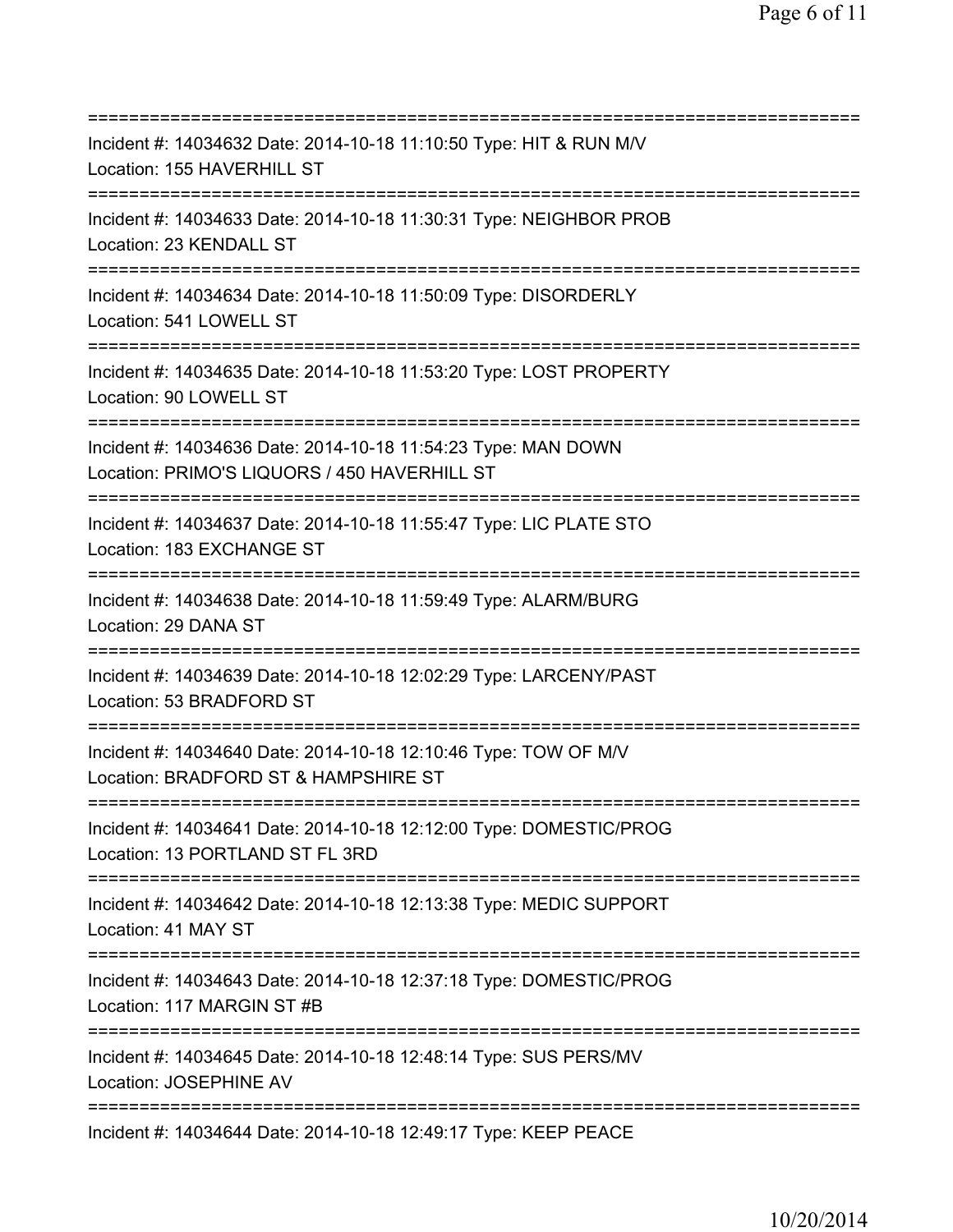===========================================================================
Incident #: 14034632 Date: 2014-10-18 11:10:50 Type: HIT & RUN M/V
Location: 155 HAVERHILL ST
===========================================================================
Incident #: 14034633 Date: 2014-10-18 11:30:31 Type: NEIGHBOR PROB
Location: 23 KENDALL ST
===========================================================================
Incident #: 14034634 Date: 2014-10-18 11:50:09 Type: DISORDERLY
Location: 541 LOWELL ST
===========================================================================
Incident #: 14034635 Date: 2014-10-18 11:53:20 Type: LOST PROPERTY
Location: 90 LOWELL ST
===========================================================================
Incident #: 14034636 Date: 2014-10-18 11:54:23 Type: MAN DOWN
Location: PRIMO'S LIQUORS / 450 HAVERHILL ST
===========================================================================
Incident #: 14034637 Date: 2014-10-18 11:55:47 Type: LIC PLATE STO
Location: 183 EXCHANGE ST
===========================================================================
Incident #: 14034638 Date: 2014-10-18 11:59:49 Type: ALARM/BURG
Location: 29 DANA ST
===========================================================================
Incident #: 14034639 Date: 2014-10-18 12:02:29 Type: LARCENY/PAST
Location: 53 BRADFORD ST
===========================================================================
Incident #: 14034640 Date: 2014-10-18 12:10:46 Type: TOW OF M/V
Location: BRADFORD ST & HAMPSHIRE ST
===========================================================================
Incident #: 14034641 Date: 2014-10-18 12:12:00 Type: DOMESTIC/PROG
Location: 13 PORTLAND ST FL 3RD
===========================================================================
Incident #: 14034642 Date: 2014-10-18 12:13:38 Type: MEDIC SUPPORT
Location: 41 MAY ST
===========================================================================
Incident #: 14034643 Date: 2014-10-18 12:37:18 Type: DOMESTIC/PROG
Location: 117 MARGIN ST #B
===========================================================================
Incident #: 14034645 Date: 2014-10-18 12:48:14 Type: SUS PERS/MV
Location: JOSEPHINE AV
===========================================================================
Incident #: 14034644 Date: 2014-10-18 12:49:17 Type: KEEP PEACE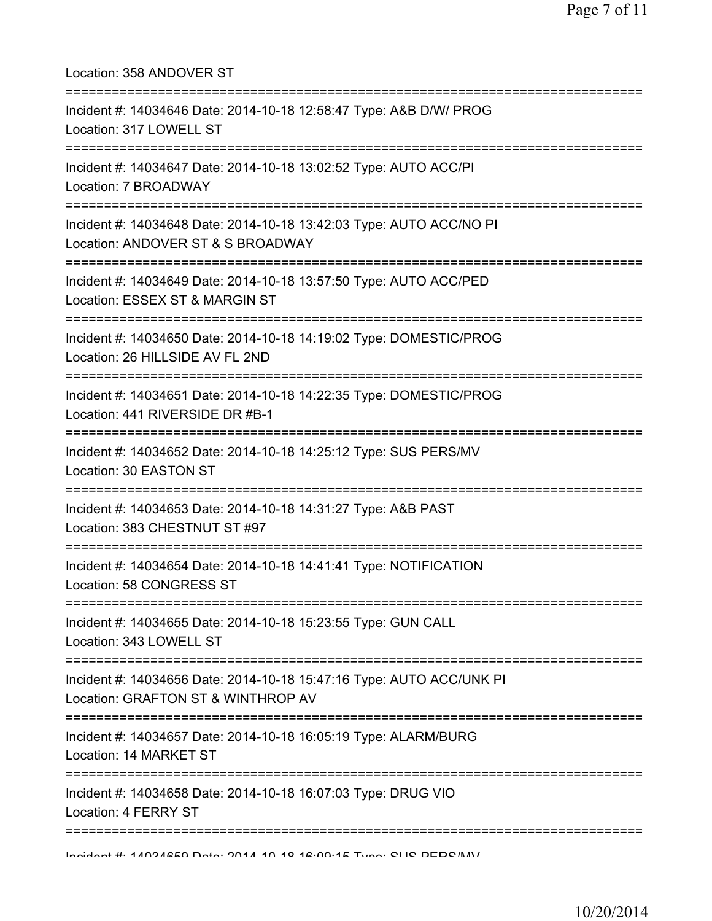Location: 358 ANDOVER ST

===========================================================================

Incident #: 14034646 Date: 2014-10-18 12:58:47 Type: A&B D/W/ PROG

Location: 317 LOWELL ST

===========================================================================

Incident #: 14034647 Date: 2014-10-18 13:02:52 Type: AUTO ACC/PI

Location: 7 BROADWAY

===========================================================================

Incident #: 14034648 Date: 2014-10-18 13:42:03 Type: AUTO ACC/NO PI

Location: ANDOVER ST & S BROADWAY

===========================================================================

Incident #: 14034649 Date: 2014-10-18 13:57:50 Type: AUTO ACC/PED

Location: ESSEX ST & MARGIN ST

===========================================================================

Incident #: 14034650 Date: 2014-10-18 14:19:02 Type: DOMESTIC/PROG

Location: 26 HILLSIDE AV FL 2ND

===========================================================================

Incident #: 14034651 Date: 2014-10-18 14:22:35 Type: DOMESTIC/PROG

Location: 441 RIVERSIDE DR #B-1

===========================================================================

Incident #: 14034652 Date: 2014-10-18 14:25:12 Type: SUS PERS/MV

Location: 30 EASTON ST

===========================================================================

Incident #: 14034653 Date: 2014-10-18 14:31:27 Type: A&B PAST

Location: 383 CHESTNUT ST #97

===========================================================================

Incident #: 14034654 Date: 2014-10-18 14:41:41 Type: NOTIFICATION

Location: 58 CONGRESS ST

===========================================================================

Incident #: 14034655 Date: 2014-10-18 15:23:55 Type: GUN CALL

Location: 343 LOWELL ST

===========================================================================

Incident #: 14034656 Date: 2014-10-18 15:47:16 Type: AUTO ACC/UNK PI

Location: GRAFTON ST & WINTHROP AV

===========================================================================

Incident #: 14034657 Date: 2014-10-18 16:05:19 Type: ALARM/BURG

Location: 14 MARKET ST

===========================================================================

Incident #: 14034658 Date: 2014-10-18 16:07:03 Type: DRUG VIO

Location: 4 FERRY ST

===========================================================================

Incident #: 14034659 Date: 2014-10-18 16:09:15 Type: SUS PERS/MV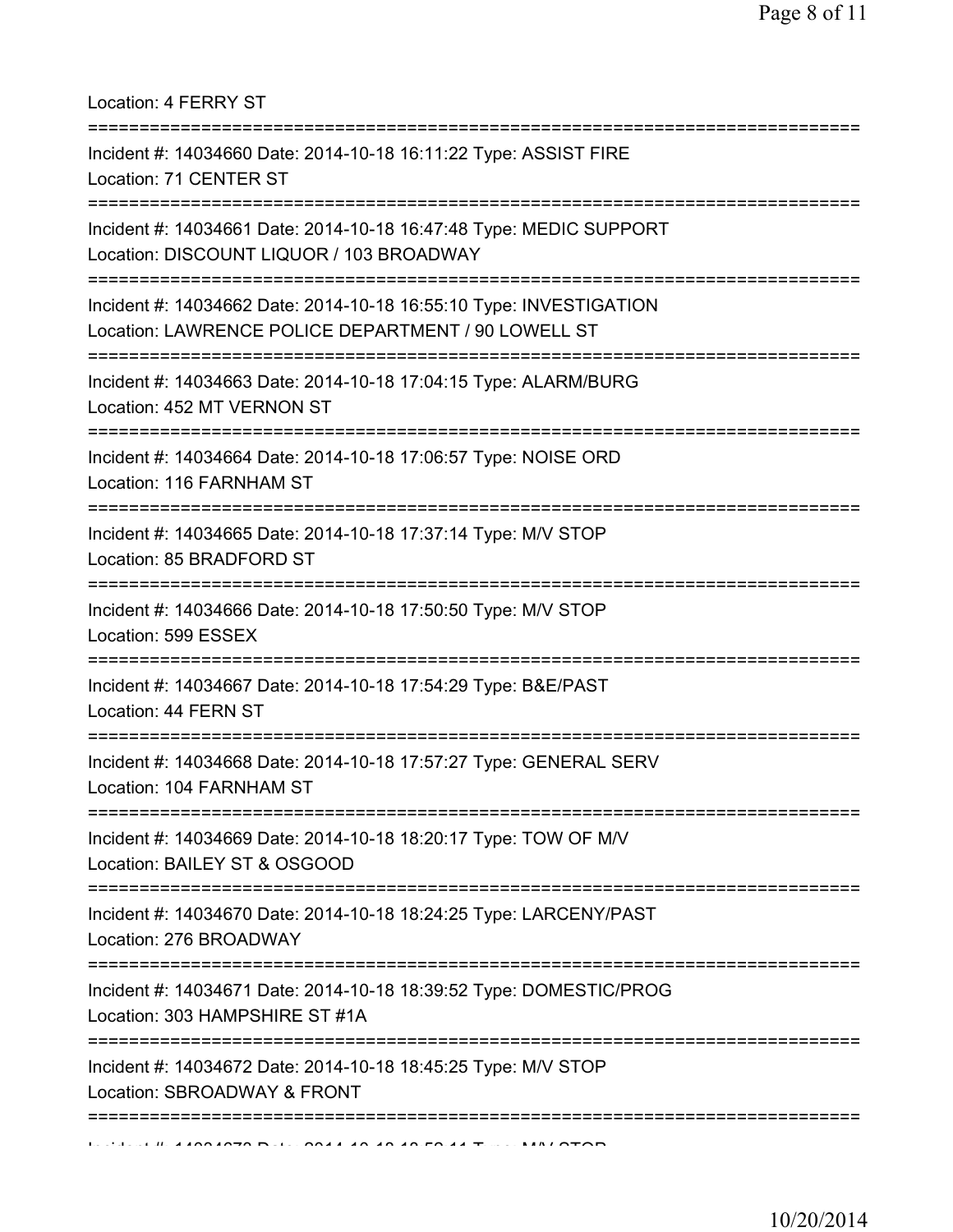Location: 4 FERRY ST

===========================================================================

Incident #: 14034660 Date: 2014-10-18 16:11:22 Type: ASSIST FIRE
Location: 71 CENTER ST

===========================================================================

Incident #: 14034661 Date: 2014-10-18 16:47:48 Type: MEDIC SUPPORT
Location: DISCOUNT LIQUOR / 103 BROADWAY

===========================================================================

Incident #: 14034662 Date: 2014-10-18 16:55:10 Type: INVESTIGATION
Location: LAWRENCE POLICE DEPARTMENT / 90 LOWELL ST

===========================================================================

Incident #: 14034663 Date: 2014-10-18 17:04:15 Type: ALARM/BURG
Location: 452 MT VERNON ST

===========================================================================

Incident #: 14034664 Date: 2014-10-18 17:06:57 Type: NOISE ORD
Location: 116 FARNHAM ST

===========================================================================

Incident #: 14034665 Date: 2014-10-18 17:37:14 Type: M/V STOP
Location: 85 BRADFORD ST

===========================================================================

Incident #: 14034666 Date: 2014-10-18 17:50:50 Type: M/V STOP
Location: 599 ESSEX

===========================================================================

Incident #: 14034667 Date: 2014-10-18 17:54:29 Type: B&E/PAST
Location: 44 FERN ST

===========================================================================

Incident #: 14034668 Date: 2014-10-18 17:57:27 Type: GENERAL SERV
Location: 104 FARNHAM ST

===========================================================================

Incident #: 14034669 Date: 2014-10-18 18:20:17 Type: TOW OF M/V
Location: BAILEY ST & OSGOOD

===========================================================================

Incident #: 14034670 Date: 2014-10-18 18:24:25 Type: LARCENY/PAST
Location: 276 BROADWAY

===========================================================================

Incident #: 14034671 Date: 2014-10-18 18:39:52 Type: DOMESTIC/PROG
Location: 303 HAMPSHIRE ST #1A

===========================================================================

Incident #: 14034672 Date: 2014-10-18 18:45:25 Type: M/V STOP
Location: SBROADWAY & FRONT

===========================================================================

Incident #: 14034673 Date: 2014-10-18 18:52:11 Type: M/V STOP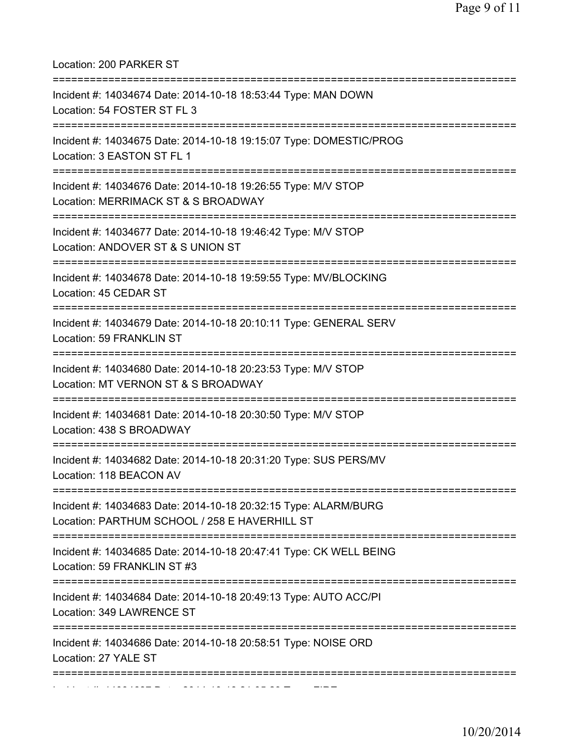Location: 200 PARKER ST

===========================================================================

Incident #: 14034674 Date: 2014-10-18 18:53:44 Type: MAN DOWN
Location: 54 FOSTER ST FL 3

===========================================================================

Incident #: 14034675 Date: 2014-10-18 19:15:07 Type: DOMESTIC/PROG
Location: 3 EASTON ST FL 1

===========================================================================

Incident #: 14034676 Date: 2014-10-18 19:26:55 Type: M/V STOP
Location: MERRIMACK ST & S BROADWAY

===========================================================================

Incident #: 14034677 Date: 2014-10-18 19:46:42 Type: M/V STOP
Location: ANDOVER ST & S UNION ST

===========================================================================

Incident #: 14034678 Date: 2014-10-18 19:59:55 Type: MV/BLOCKING
Location: 45 CEDAR ST

===========================================================================

Incident #: 14034679 Date: 2014-10-18 20:10:11 Type: GENERAL SERV
Location: 59 FRANKLIN ST

===========================================================================

Incident #: 14034680 Date: 2014-10-18 20:23:53 Type: M/V STOP
Location: MT VERNON ST & S BROADWAY

===========================================================================

Incident #: 14034681 Date: 2014-10-18 20:30:50 Type: M/V STOP
Location: 438 S BROADWAY

===========================================================================

Incident #: 14034682 Date: 2014-10-18 20:31:20 Type: SUS PERS/MV
Location: 118 BEACON AV

===========================================================================

Incident #: 14034683 Date: 2014-10-18 20:32:15 Type: ALARM/BURG
Location: PARTHUM SCHOOL / 258 E HAVERHILL ST

===========================================================================

Incident #: 14034685 Date: 2014-10-18 20:47:41 Type: CK WELL BEING
Location: 59 FRANKLIN ST #3

===========================================================================

Incident #: 14034684 Date: 2014-10-18 20:49:13 Type: AUTO ACC/PI
Location: 349 LAWRENCE ST

===========================================================================

Incident #: 14034686 Date: 2014-10-18 20:58:51 Type: NOISE ORD
Location: 27 YALE ST

===========================================================================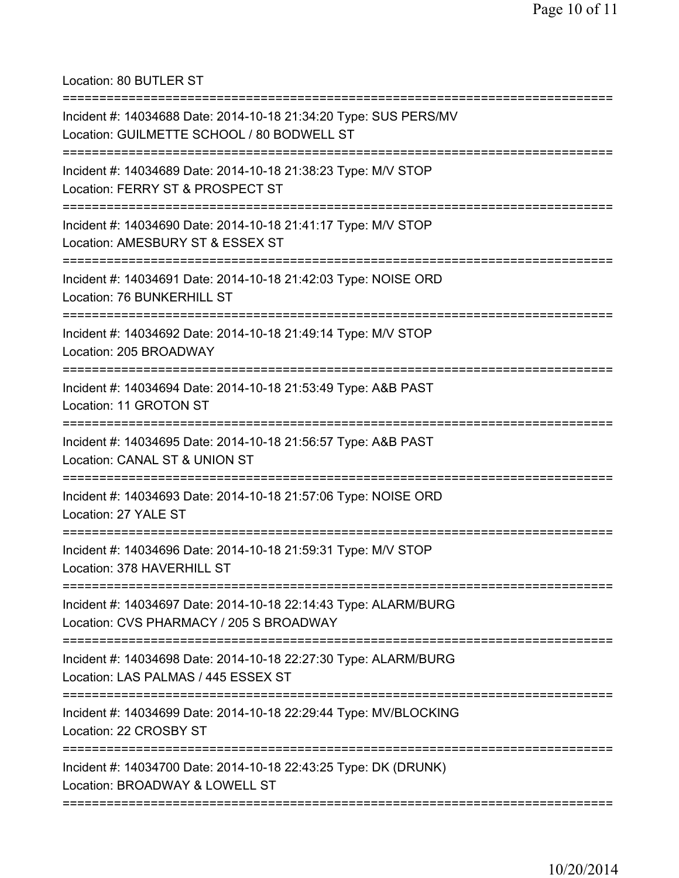Location: 80 BUTLER ST

===========================================================================

Incident #: 14034688 Date: 2014-10-18 21:34:20 Type: SUS PERS/MV
Location: GUILMETTE SCHOOL / 80 BODWELL ST

===========================================================================

Incident #: 14034689 Date: 2014-10-18 21:38:23 Type: M/V STOP
Location: FERRY ST & PROSPECT ST

===========================================================================

Incident #: 14034690 Date: 2014-10-18 21:41:17 Type: M/V STOP
Location: AMESBURY ST & ESSEX ST

===========================================================================

Incident #: 14034691 Date: 2014-10-18 21:42:03 Type: NOISE ORD
Location: 76 BUNKERHILL ST

===========================================================================

Incident #: 14034692 Date: 2014-10-18 21:49:14 Type: M/V STOP
Location: 205 BROADWAY

===========================================================================

Incident #: 14034694 Date: 2014-10-18 21:53:49 Type: A&B PAST
Location: 11 GROTON ST

===========================================================================

Incident #: 14034695 Date: 2014-10-18 21:56:57 Type: A&B PAST
Location: CANAL ST & UNION ST

===========================================================================

Incident #: 14034693 Date: 2014-10-18 21:57:06 Type: NOISE ORD
Location: 27 YALE ST

===========================================================================

Incident #: 14034696 Date: 2014-10-18 21:59:31 Type: M/V STOP
Location: 378 HAVERHILL ST

===========================================================================

Incident #: 14034697 Date: 2014-10-18 22:14:43 Type: ALARM/BURG
Location: CVS PHARMACY / 205 S BROADWAY

===========================================================================

Incident #: 14034698 Date: 2014-10-18 22:27:30 Type: ALARM/BURG
Location: LAS PALMAS / 445 ESSEX ST

===========================================================================

Incident #: 14034699 Date: 2014-10-18 22:29:44 Type: MV/BLOCKING
Location: 22 CROSBY ST

===========================================================================

Incident #: 14034700 Date: 2014-10-18 22:43:25 Type: DK (DRUNK)
Location: BROADWAY & LOWELL ST

===========================================================================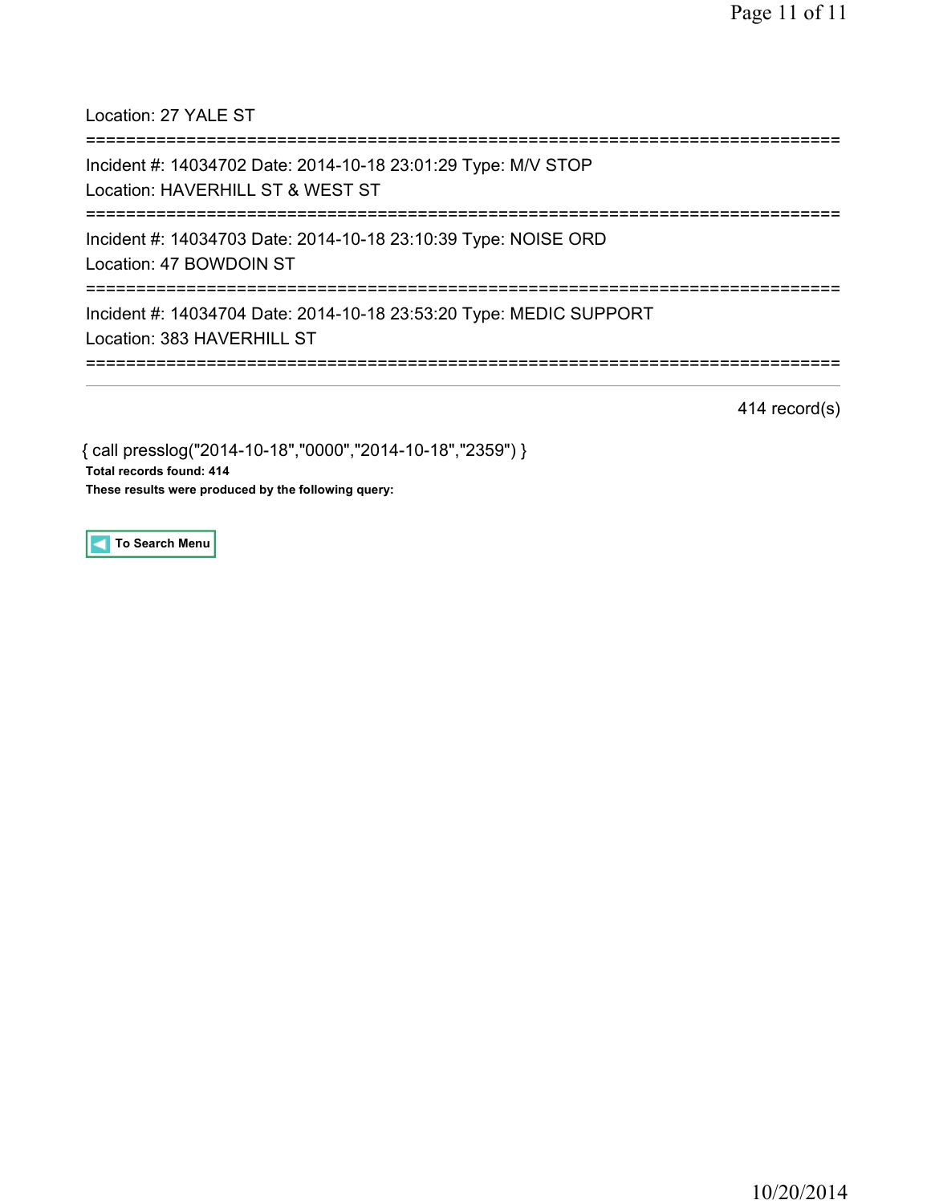Location: 27 YALE ST

===========================================================================

Incident #: 14034702 Date: 2014-10-18 23:01:29 Type: M/V STOP

Location: HAVERHILL ST & WEST ST

===========================================================================

Incident #: 14034703 Date: 2014-10-18 23:10:39 Type: NOISE ORD

Location: 47 BOWDOIN ST

===========================================================================

Incident #: 14034704 Date: 2014-10-18 23:53:20 Type: MEDIC SUPPORT

Location: 383 HAVERHILL ST

===========================================================================

---

414 record(s)

{ call presslog("2014-10-18","0000","2014-10-18","2359") }

**Total records found: 414**

**These results were produced by the following query:**

**To Search Menu**